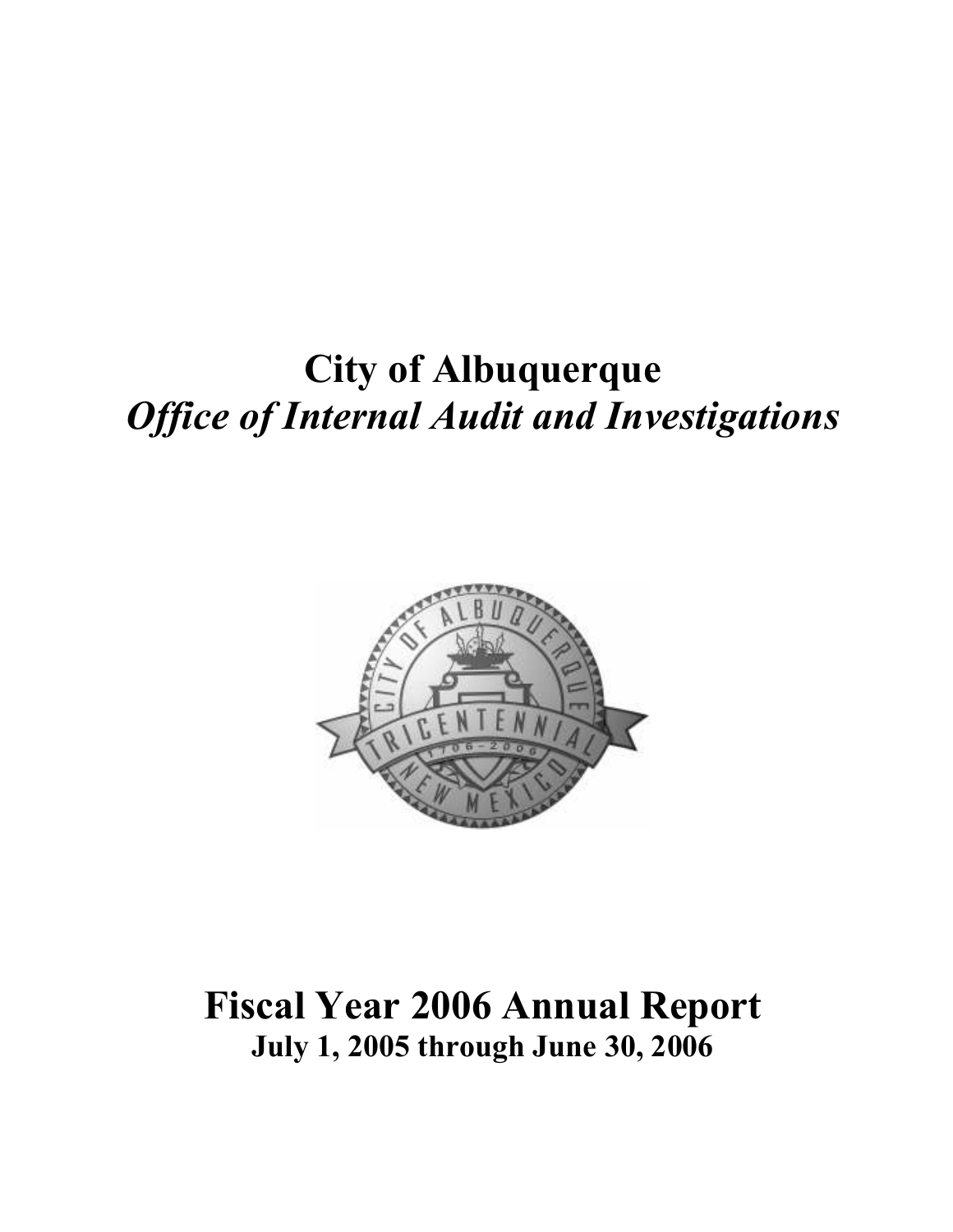# City of Albuquerque

## *Office of Internal Audit and Investigations*

# Fiscal Year 2006 Annual Report

**July 1, 2005 through June 30, 2006**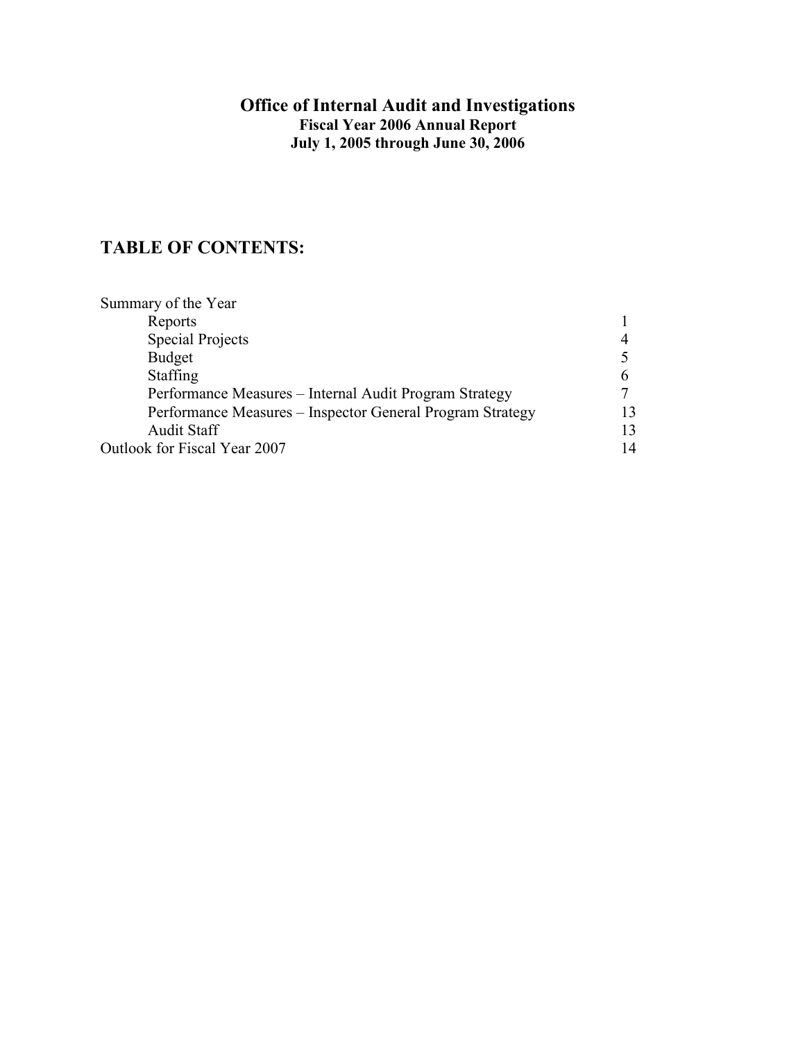# Office of Internal Audit and Investigations

**Fiscal Year 2006 Annual Report**
**July 1, 2005 through June 30, 2006**

## TABLE OF CONTENTS:

| | |
|---|---|
| Summary of the Year | |
| Reports | 1 |
| Special Projects | 4 |
| Budget | 5 |
| Staffing | 6 |
| Performance Measures – Internal Audit Program Strategy | 7 |
| Performance Measures – Inspector General Program Strategy | 13 |
| Audit Staff | 13 |
| Outlook for Fiscal Year 2007 | 14 |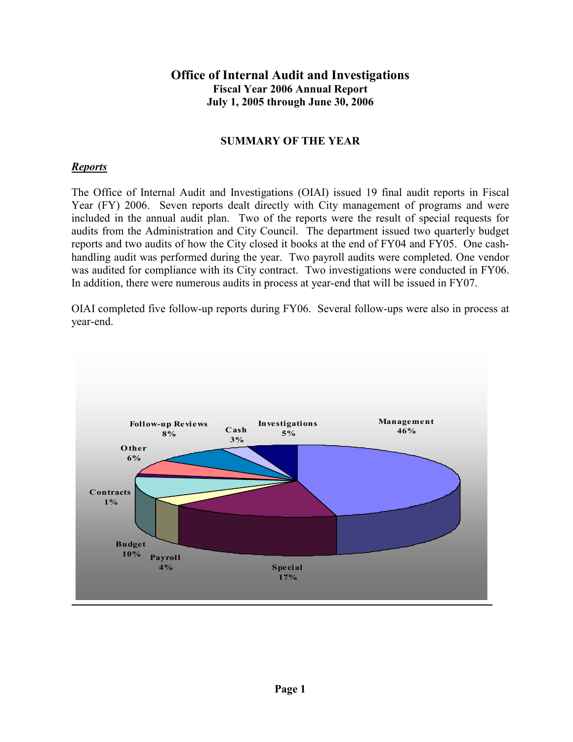# Office of Internal Audit and Investigations

**Fiscal Year 2006 Annual Report**
**July 1, 2005 through June 30, 2006**

## SUMMARY OF THE YEAR

### ***Reports***

The Office of Internal Audit and Investigations (OIAI) issued 19 final audit reports in Fiscal Year (FY) 2006. Seven reports dealt directly with City management of programs and were included in the annual audit plan. Two of the reports were the result of special requests for audits from the Administration and City Council. The department issued two quarterly budget reports and two audits of how the City closed it books at the end of FY04 and FY05. One cash-handling audit was performed during the year. Two payroll audits were completed. One vendor was audited for compliance with its City contract. Two investigations were conducted in FY06. In addition, there were numerous audits in process at year-end that will be issued in FY07.

OIAI completed five follow-up reports during FY06. Several follow-ups were also in process at year-end.

| Category | Percentage |
|---|---|
| Management | 46% |
| Special | 17% |
| Payroll | 4% |
| Budget | 10% |
| Contracts | 1% |
| Other | 6% |
| Follow-up Reviews | 8% |
| Cash | 3% |
| Investigations | 5% |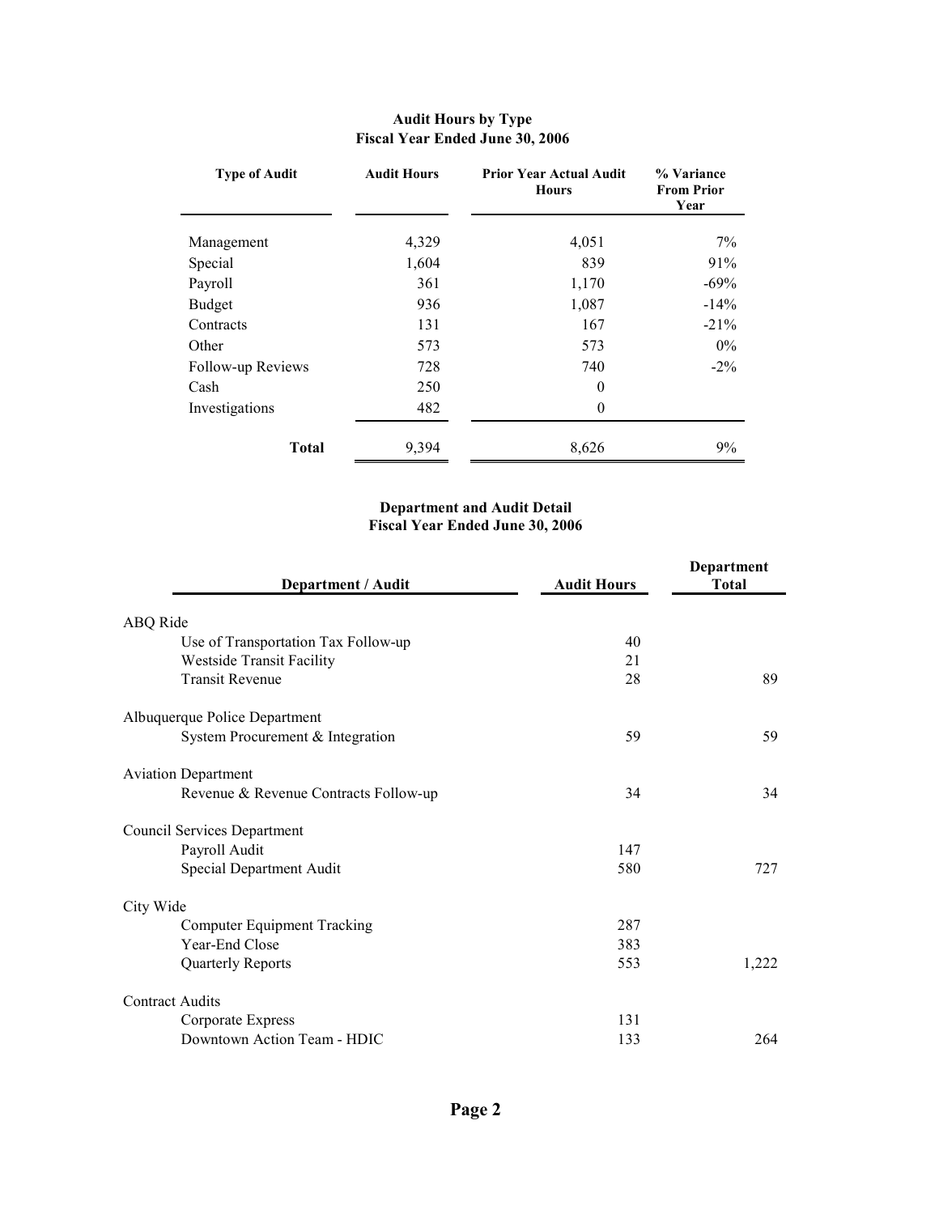**Audit Hours by Type**
**Fiscal Year Ended June 30, 2006**

| Type of Audit | Audit Hours | Prior Year Actual Audit Hours | % Variance From Prior Year |
|---|---|---|---|
| Management | 4,329 | 4,051 | 7% |
| Special | 1,604 | 839 | 91% |
| Payroll | 361 | 1,170 | -69% |
| Budget | 936 | 1,087 | -14% |
| Contracts | 131 | 167 | -21% |
| Other | 573 | 573 | 0% |
| Follow-up Reviews | 728 | 740 | -2% |
| Cash | 250 | 0 | |
| Investigations | 482 | 0 | |
| **Total** | 9,394 | 8,626 | 9% |

**Department and Audit Detail**
**Fiscal Year Ended June 30, 2006**

| Department / Audit | Audit Hours | Department Total |
|---|---|---|
| ABQ Ride | | |
| Use of Transportation Tax Follow-up | 40 | |
| Westside Transit Facility | 21 | |
| Transit Revenue | 28 | 89 |
| Albuquerque Police Department | | |
| System Procurement & Integration | 59 | 59 |
| Aviation Department | | |
| Revenue & Revenue Contracts Follow-up | 34 | 34 |
| Council Services Department | | |
| Payroll Audit | 147 | |
| Special Department Audit | 580 | 727 |
| City Wide | | |
| Computer Equipment Tracking | 287 | |
| Year-End Close | 383 | |
| Quarterly Reports | 553 | 1,222 |
| Contract Audits | | |
| Corporate Express | 131 | |
| Downtown Action Team - HDIC | 133 | 264 |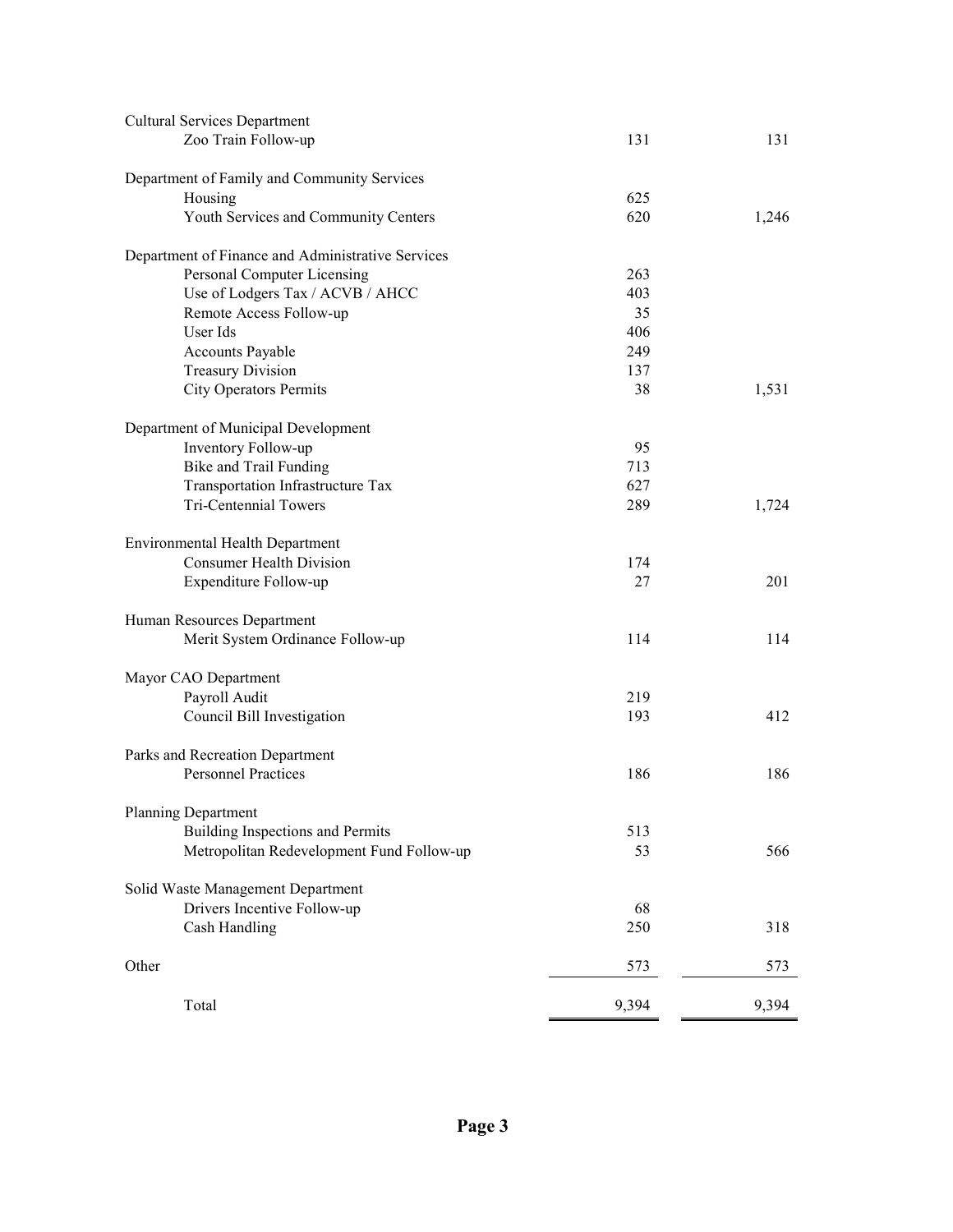| | | |
|---|---|---|
| Cultural Services Department | | |
| Zoo Train Follow-up | 131 | 131 |
| | | |
| Department of Family and Community Services | | |
| Housing | 625 | |
| Youth Services and Community Centers | 620 | 1,246 |
| | | |
| Department of Finance and Administrative Services | | |
| Personal Computer Licensing | 263 | |
| Use of Lodgers Tax / ACVB / AHCC | 403 | |
| Remote Access Follow-up | 35 | |
| User Ids | 406 | |
| Accounts Payable | 249 | |
| Treasury Division | 137 | |
| City Operators Permits | 38 | 1,531 |
| | | |
| Department of Municipal Development | | |
| Inventory Follow-up | 95 | |
| Bike and Trail Funding | 713 | |
| Transportation Infrastructure Tax | 627 | |
| Tri-Centennial Towers | 289 | 1,724 |
| | | |
| Environmental Health Department | | |
| Consumer Health Division | 174 | |
| Expenditure Follow-up | 27 | 201 |
| | | |
| Human Resources Department | | |
| Merit System Ordinance Follow-up | 114 | 114 |
| | | |
| Mayor CAO Department | | |
| Payroll Audit | 219 | |
| Council Bill Investigation | 193 | 412 |
| | | |
| Parks and Recreation Department | | |
| Personnel Practices | 186 | 186 |
| | | |
| Planning Department | | |
| Building Inspections and Permits | 513 | |
| Metropolitan Redevelopment Fund Follow-up | 53 | 566 |
| | | |
| Solid Waste Management Department | | |
| Drivers Incentive Follow-up | 68 | |
| Cash Handling | 250 | 318 |
| | | |
| Other | 573 | 573 |
| | | |
| Total | 9,394 | 9,394 |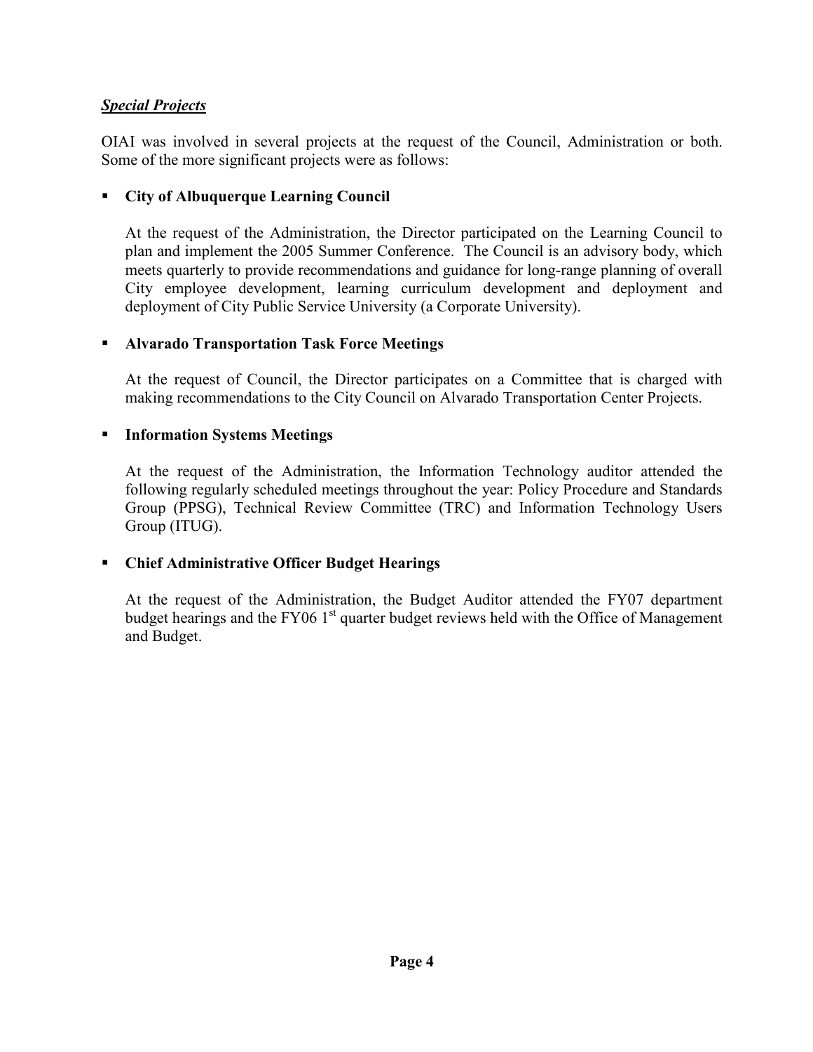***Special Projects***

OIAI was involved in several projects at the request of the Council, Administration or both. Some of the more significant projects were as follows:

- **City of Albuquerque Learning Council**

  At the request of the Administration, the Director participated on the Learning Council to plan and implement the 2005 Summer Conference. The Council is an advisory body, which meets quarterly to provide recommendations and guidance for long-range planning of overall City employee development, learning curriculum development and deployment and deployment of City Public Service University (a Corporate University).

- **Alvarado Transportation Task Force Meetings**

  At the request of Council, the Director participates on a Committee that is charged with making recommendations to the City Council on Alvarado Transportation Center Projects.

- **Information Systems Meetings**

  At the request of the Administration, the Information Technology auditor attended the following regularly scheduled meetings throughout the year: Policy Procedure and Standards Group (PPSG), Technical Review Committee (TRC) and Information Technology Users Group (ITUG).

- **Chief Administrative Officer Budget Hearings**

  At the request of the Administration, the Budget Auditor attended the FY07 department budget hearings and the FY06 1st quarter budget reviews held with the Office of Management and Budget.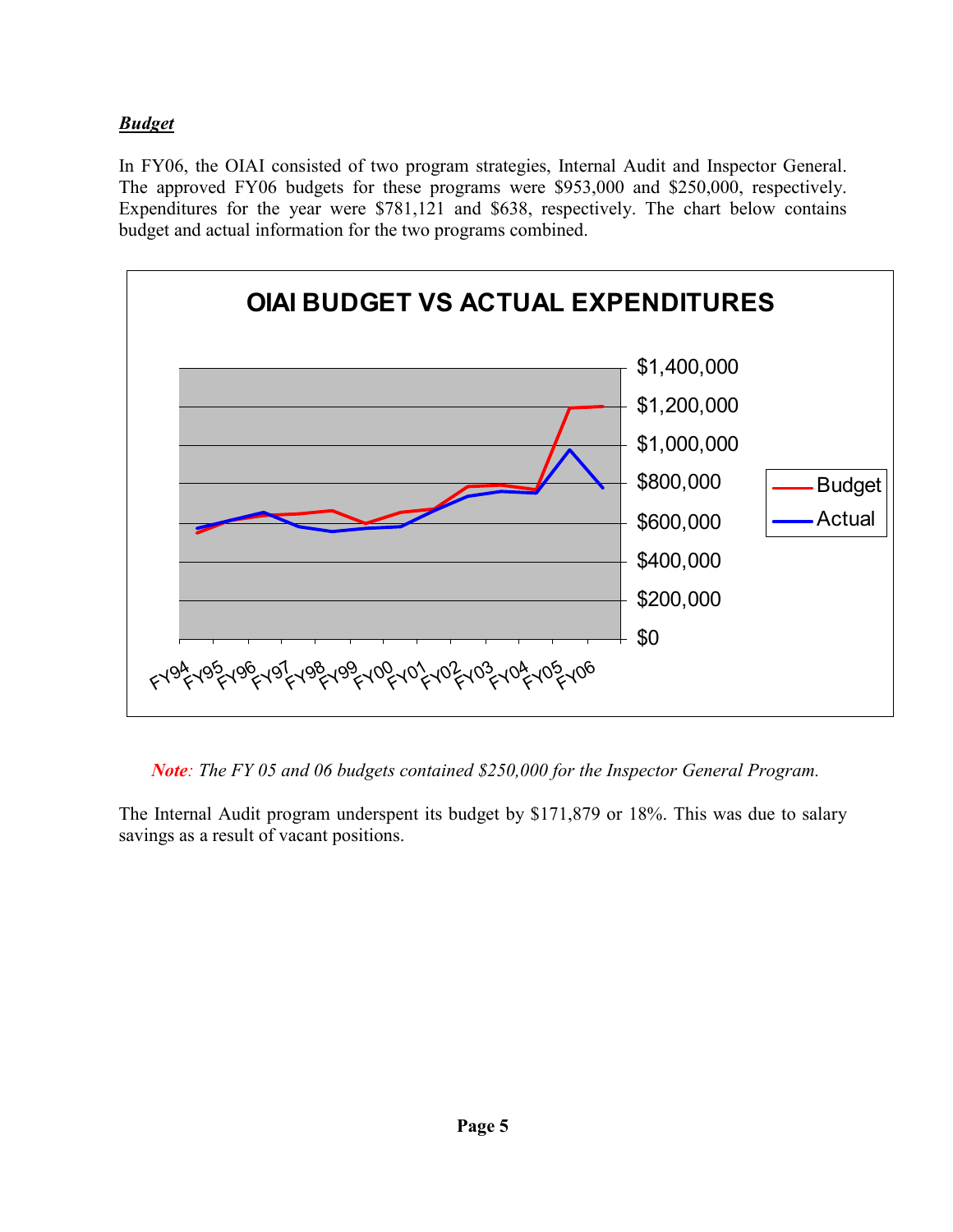***Budget***

In FY06, the OIAI consisted of two program strategies, Internal Audit and Inspector General. The approved FY06 budgets for these programs were $953,000 and $250,000, respectively. Expenditures for the year were $781,121 and $638, respectively. The chart below contains budget and actual information for the two programs combined.

**OIAI BUDGET VS ACTUAL EXPENDITURES**

*Note: The FY 05 and 06 budgets contained $250,000 for the Inspector General Program.*

The Internal Audit program underspent its budget by $171,879 or 18%. This was due to salary savings as a result of vacant positions.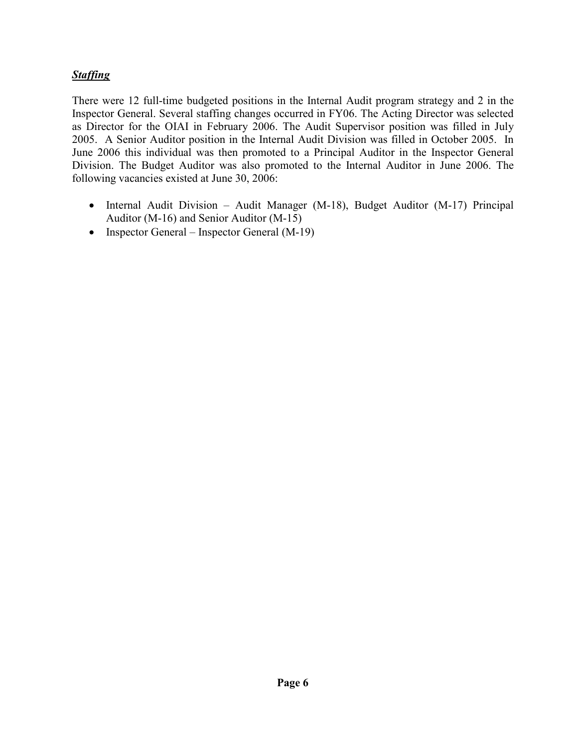## ***Staffing***

There were 12 full-time budgeted positions in the Internal Audit program strategy and 2 in the Inspector General. Several staffing changes occurred in FY06. The Acting Director was selected as Director for the OIAI in February 2006. The Audit Supervisor position was filled in July 2005. A Senior Auditor position in the Internal Audit Division was filled in October 2005. In June 2006 this individual was then promoted to a Principal Auditor in the Inspector General Division. The Budget Auditor was also promoted to the Internal Auditor in June 2006. The following vacancies existed at June 30, 2006:

- Internal Audit Division – Audit Manager (M-18), Budget Auditor (M-17) Principal Auditor (M-16) and Senior Auditor (M-15)
- Inspector General – Inspector General (M-19)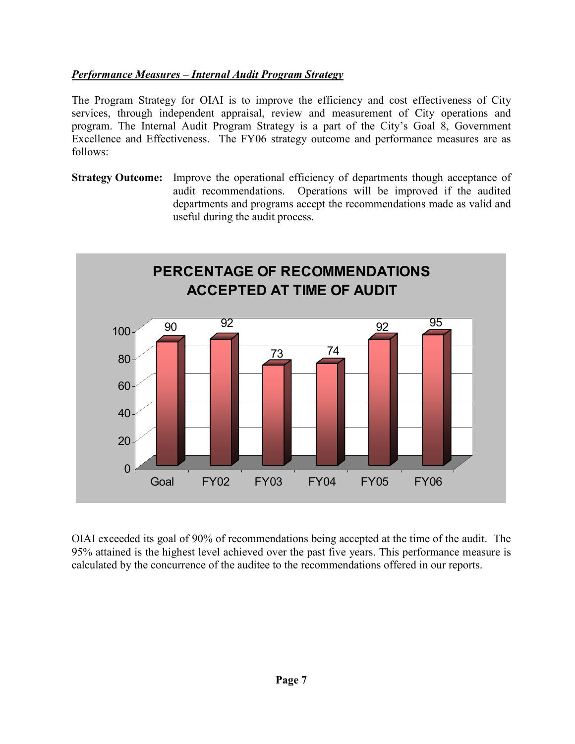***Performance Measures – Internal Audit Program Strategy***

The Program Strategy for OIAI is to improve the efficiency and cost effectiveness of City services, through independent appraisal, review and measurement of City operations and program. The Internal Audit Program Strategy is a part of the City's Goal 8, Government Excellence and Effectiveness. The FY06 strategy outcome and performance measures are as follows:

**Strategy Outcome:** Improve the operational efficiency of departments though acceptance of audit recommendations. Operations will be improved if the audited departments and programs accept the recommendations made as valid and useful during the audit process.

**PERCENTAGE OF RECOMMENDATIONS ACCEPTED AT TIME OF AUDIT**

| | Goal | FY02 | FY03 | FY04 | FY05 | FY06 |
|---|---|---|---|---|---|---|
| Percentage | 90 | 92 | 73 | 74 | 92 | 95 |

OIAI exceeded its goal of 90% of recommendations being accepted at the time of the audit. The 95% attained is the highest level achieved over the past five years. This performance measure is calculated by the concurrence of the auditee to the recommendations offered in our reports.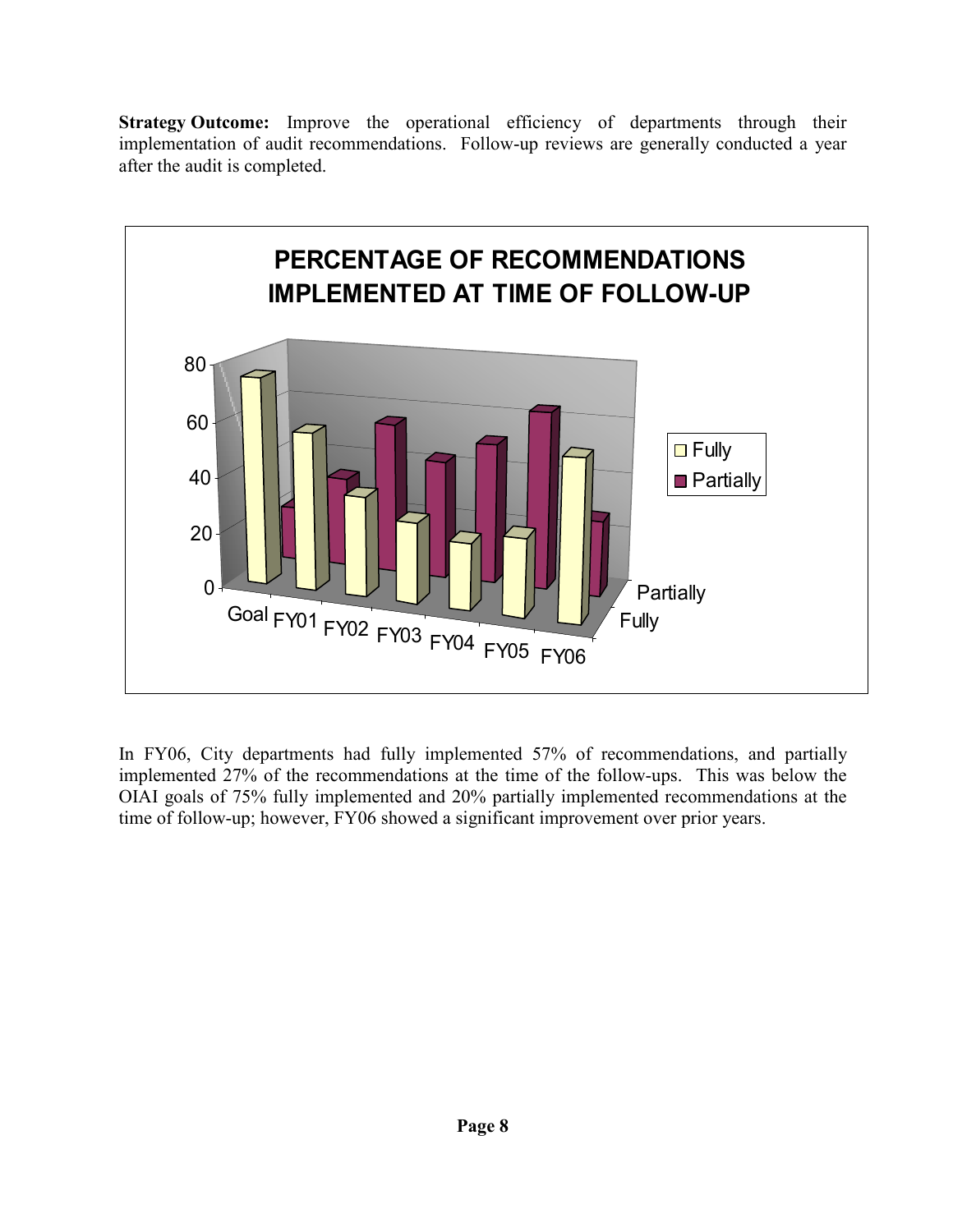**Strategy Outcome:** Improve the operational efficiency of departments through their implementation of audit recommendations. Follow-up reviews are generally conducted a year after the audit is completed.

In FY06, City departments had fully implemented 57% of recommendations, and partially implemented 27% of the recommendations at the time of the follow-ups. This was below the OIAI goals of 75% fully implemented and 20% partially implemented recommendations at the time of follow-up; however, FY06 showed a significant improvement over prior years.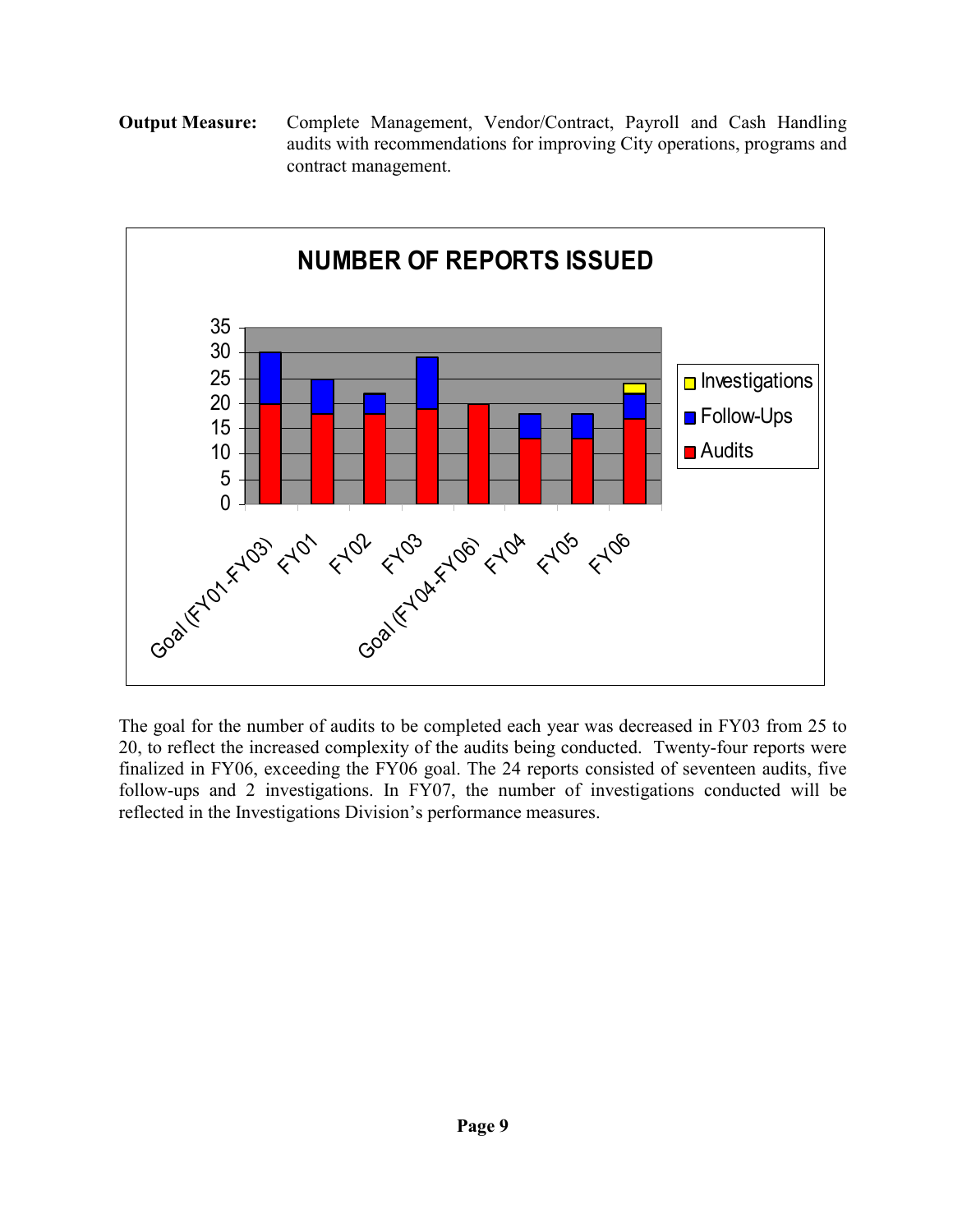**Output Measure:** Complete Management, Vendor/Contract, Payroll and Cash Handling audits with recommendations for improving City operations, programs and contract management.

**NUMBER OF REPORTS ISSUED**

The goal for the number of audits to be completed each year was decreased in FY03 from 25 to 20, to reflect the increased complexity of the audits being conducted. Twenty-four reports were finalized in FY06, exceeding the FY06 goal. The 24 reports consisted of seventeen audits, five follow-ups and 2 investigations. In FY07, the number of investigations conducted will be reflected in the Investigations Division's performance measures.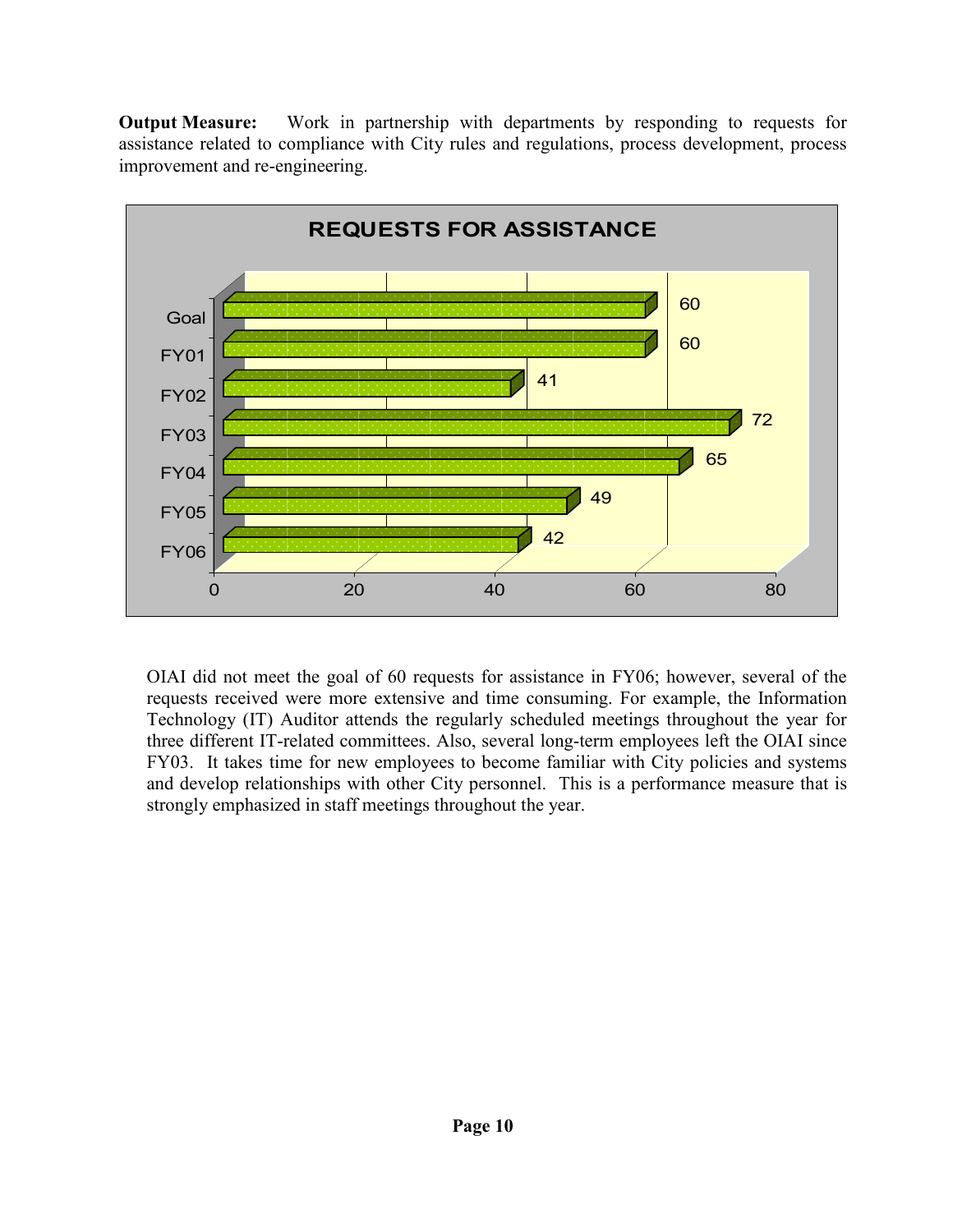**Output Measure:** Work in partnership with departments by responding to requests for assistance related to compliance with City rules and regulations, process development, process improvement and re-engineering.

**REQUESTS FOR ASSISTANCE**

| | Requests |
|---|---|
| Goal | 60 |
| FY01 | 60 |
| FY02 | 41 |
| FY03 | 72 |
| FY04 | 65 |
| FY05 | 49 |
| FY06 | 42 |

OIAI did not meet the goal of 60 requests for assistance in FY06; however, several of the requests received were more extensive and time consuming. For example, the Information Technology (IT) Auditor attends the regularly scheduled meetings throughout the year for three different IT-related committees. Also, several long-term employees left the OIAI since FY03. It takes time for new employees to become familiar with City policies and systems and develop relationships with other City personnel. This is a performance measure that is strongly emphasized in staff meetings throughout the year.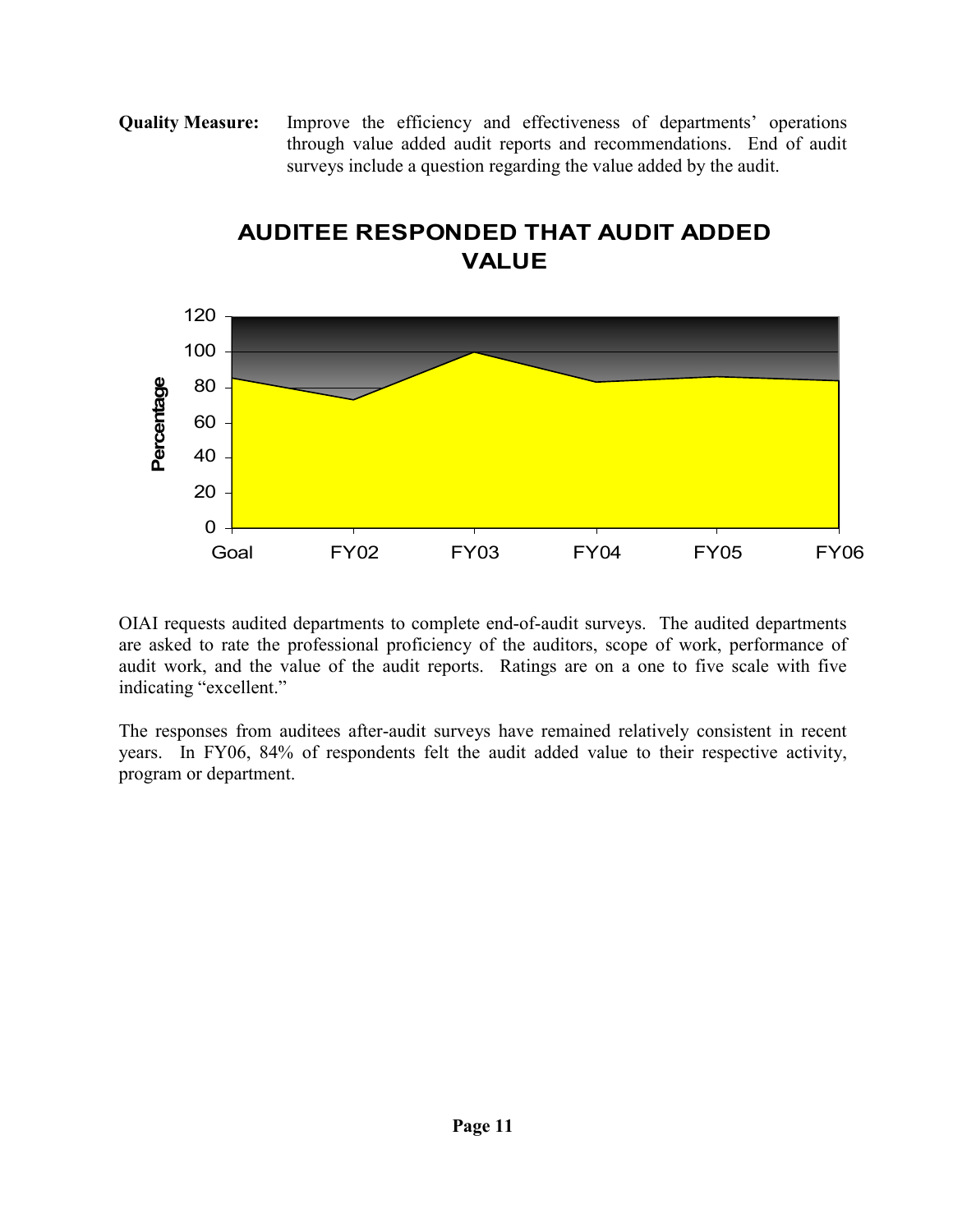**Quality Measure:** Improve the efficiency and effectiveness of departments' operations through value added audit reports and recommendations. End of audit surveys include a question regarding the value added by the audit.

## AUDITEE RESPONDED THAT AUDIT ADDED VALUE

OIAI requests audited departments to complete end-of-audit surveys. The audited departments are asked to rate the professional proficiency of the auditors, scope of work, performance of audit work, and the value of the audit reports. Ratings are on a one to five scale with five indicating "excellent."

The responses from auditees after-audit surveys have remained relatively consistent in recent years. In FY06, 84% of respondents felt the audit added value to their respective activity, program or department.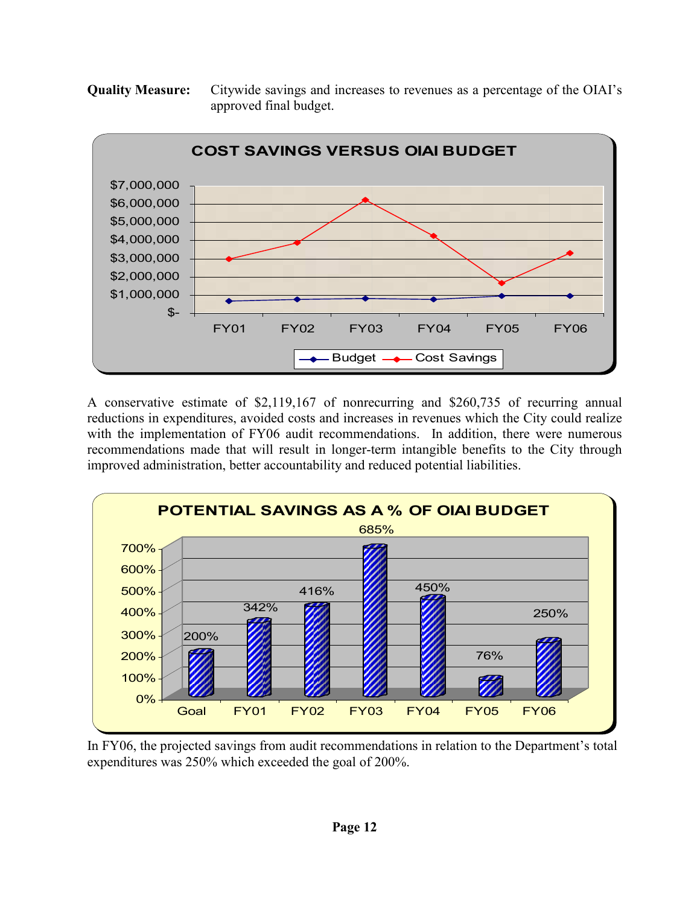**Quality Measure:** Citywide savings and increases to revenues as a percentage of the OIAI's approved final budget.

**COST SAVINGS VERSUS OIAI BUDGET**

A conservative estimate of $2,119,167 of nonrecurring and $260,735 of recurring annual reductions in expenditures, avoided costs and increases in revenues which the City could realize with the implementation of FY06 audit recommendations. In addition, there were numerous recommendations made that will result in longer-term intangible benefits to the City through improved administration, better accountability and reduced potential liabilities.

**POTENTIAL SAVINGS AS A % OF OIAI BUDGET**

| Goal | FY01 | FY02 | FY03 | FY04 | FY05 | FY06 |
|---|---|---|---|---|---|---|
| 200% | 342% | 416% | 685% | 450% | 76% | 250% |

In FY06, the projected savings from audit recommendations in relation to the Department's total expenditures was 250% which exceeded the goal of 200%.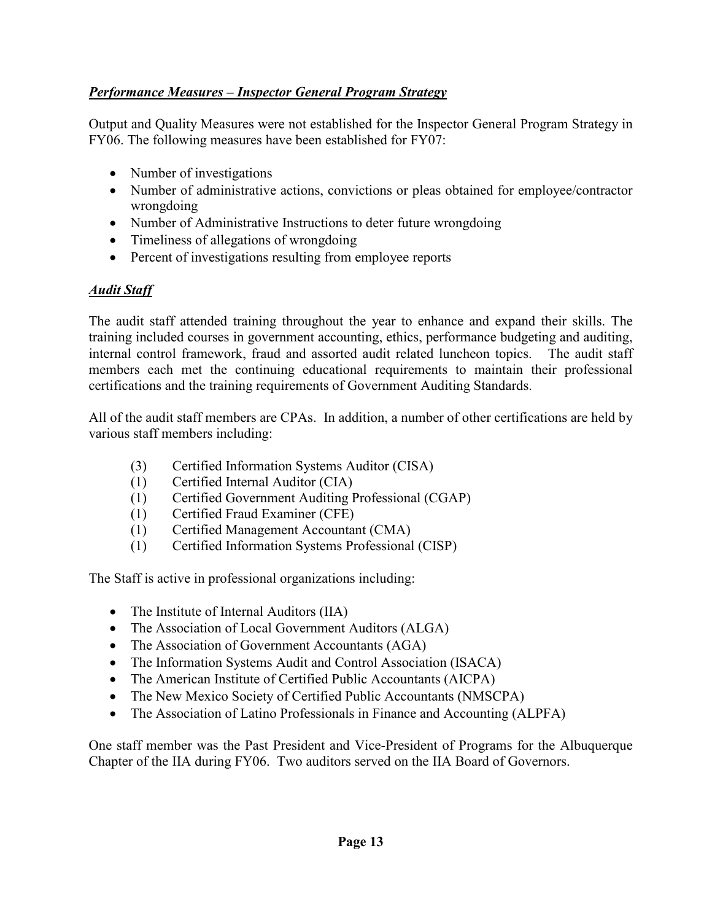***Performance Measures – Inspector General Program Strategy***

Output and Quality Measures were not established for the Inspector General Program Strategy in FY06. The following measures have been established for FY07:

- Number of investigations
- Number of administrative actions, convictions or pleas obtained for employee/contractor wrongdoing
- Number of Administrative Instructions to deter future wrongdoing
- Timeliness of allegations of wrongdoing
- Percent of investigations resulting from employee reports

***Audit Staff***

The audit staff attended training throughout the year to enhance and expand their skills. The training included courses in government accounting, ethics, performance budgeting and auditing, internal control framework, fraud and assorted audit related luncheon topics. The audit staff members each met the continuing educational requirements to maintain their professional certifications and the training requirements of Government Auditing Standards.

All of the audit staff members are CPAs. In addition, a number of other certifications are held by various staff members including:

(3) Certified Information Systems Auditor (CISA)
(1) Certified Internal Auditor (CIA)
(1) Certified Government Auditing Professional (CGAP)
(1) Certified Fraud Examiner (CFE)
(1) Certified Management Accountant (CMA)
(1) Certified Information Systems Professional (CISP)

The Staff is active in professional organizations including:

- The Institute of Internal Auditors (IIA)
- The Association of Local Government Auditors (ALGA)
- The Association of Government Accountants (AGA)
- The Information Systems Audit and Control Association (ISACA)
- The American Institute of Certified Public Accountants (AICPA)
- The New Mexico Society of Certified Public Accountants (NMSCPA)
- The Association of Latino Professionals in Finance and Accounting (ALPFA)

One staff member was the Past President and Vice-President of Programs for the Albuquerque Chapter of the IIA during FY06. Two auditors served on the IIA Board of Governors.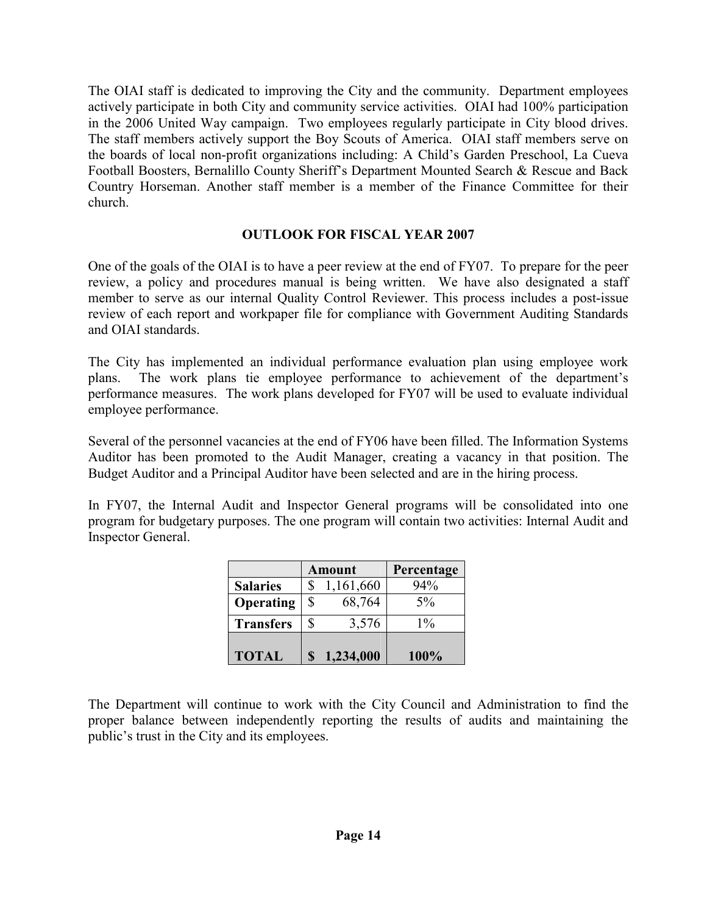The OIAI staff is dedicated to improving the City and the community. Department employees actively participate in both City and community service activities. OIAI had 100% participation in the 2006 United Way campaign. Two employees regularly participate in City blood drives. The staff members actively support the Boy Scouts of America. OIAI staff members serve on the boards of local non-profit organizations including: A Child's Garden Preschool, La Cueva Football Boosters, Bernalillo County Sheriff's Department Mounted Search & Rescue and Back Country Horseman. Another staff member is a member of the Finance Committee for their church.

## OUTLOOK FOR FISCAL YEAR 2007

One of the goals of the OIAI is to have a peer review at the end of FY07. To prepare for the peer review, a policy and procedures manual is being written. We have also designated a staff member to serve as our internal Quality Control Reviewer. This process includes a post-issue review of each report and workpaper file for compliance with Government Auditing Standards and OIAI standards.

The City has implemented an individual performance evaluation plan using employee work plans. The work plans tie employee performance to achievement of the department's performance measures. The work plans developed for FY07 will be used to evaluate individual employee performance.

Several of the personnel vacancies at the end of FY06 have been filled. The Information Systems Auditor has been promoted to the Audit Manager, creating a vacancy in that position. The Budget Auditor and a Principal Auditor have been selected and are in the hiring process.

In FY07, the Internal Audit and Inspector General programs will be consolidated into one program for budgetary purposes. The one program will contain two activities: Internal Audit and Inspector General.

| | Amount | Percentage |
|---|---|---|
| **Salaries** | $ 1,161,660 | 94% |
| **Operating** | $ 68,764 | 5% |
| **Transfers** | $ 3,576 | 1% |
| **TOTAL** | **$ 1,234,000** | **100%** |

The Department will continue to work with the City Council and Administration to find the proper balance between independently reporting the results of audits and maintaining the public's trust in the City and its employees.